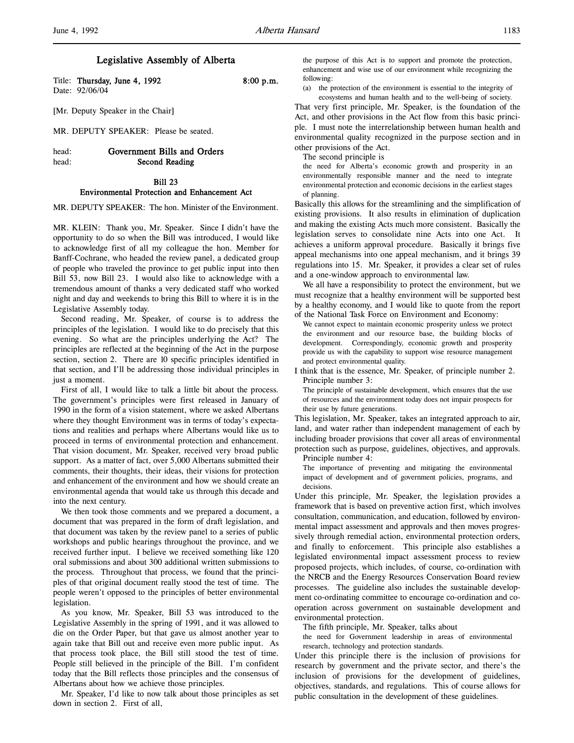# Legislative Assembly of Alberta

Title: **Thursday, June 4, 1992** 8:00 p.m.
Date: 92/06/04

[Mr. Deputy Speaker in the Chair]

MR. DEPUTY SPEAKER: Please be seated.

head: **Government Bills and Orders**
head: **Second Reading**

## Bill 23
## Environmental Protection and Enhancement Act

MR. DEPUTY SPEAKER: The hon. Minister of the Environment.

MR. KLEIN: Thank you, Mr. Speaker. Since I didn't have the opportunity to do so when the Bill was introduced, I would like to acknowledge first of all my colleague the hon. Member for Banff-Cochrane, who headed the review panel, a dedicated group of people who traveled the province to get public input into then Bill 53, now Bill 23. I would also like to acknowledge with a tremendous amount of thanks a very dedicated staff who worked night and day and weekends to bring this Bill to where it is in the Legislative Assembly today.

Second reading, Mr. Speaker, of course is to address the principles of the legislation. I would like to do precisely that this evening. So what are the principles underlying the Act? The principles are reflected at the beginning of the Act in the purpose section, section 2. There are 10 specific principles identified in that section, and I'll be addressing those individual principles in just a moment.

First of all, I would like to talk a little bit about the process. The government's principles were first released in January of 1990 in the form of a vision statement, where we asked Albertans where they thought Environment was in terms of today's expectations and realities and perhaps where Albertans would like us to proceed in terms of environmental protection and enhancement. That vision document, Mr. Speaker, received very broad public support. As a matter of fact, over 5,000 Albertans submitted their comments, their thoughts, their ideas, their visions for protection and enhancement of the environment and how we should create an environmental agenda that would take us through this decade and into the next century.

We then took those comments and we prepared a document, a document that was prepared in the form of draft legislation, and that document was taken by the review panel to a series of public workshops and public hearings throughout the province, and we received further input. I believe we received something like 120 oral submissions and about 300 additional written submissions to the process. Throughout that process, we found that the principles of that original document really stood the test of time. The people weren't opposed to the principles of better environmental legislation.

As you know, Mr. Speaker, Bill 53 was introduced to the Legislative Assembly in the spring of 1991, and it was allowed to die on the Order Paper, but that gave us almost another year to again take that Bill out and receive even more public input. As that process took place, the Bill still stood the test of time. People still believed in the principle of the Bill. I'm confident today that the Bill reflects those principles and the consensus of Albertans about how we achieve those principles.

Mr. Speaker, I'd like to now talk about those principles as set down in section 2. First of all,

> the purpose of this Act is to support and promote the protection, enhancement and wise use of our environment while recognizing the following:
>
> (a) the protection of the environment is essential to the integrity of ecosystems and human health and to the well-being of society.

That very first principle, Mr. Speaker, is the foundation of the Act, and other provisions in the Act flow from this basic principle. I must note the interrelationship between human health and environmental quality recognized in the purpose section and in other provisions of the Act.

The second principle is

> the need for Alberta's economic growth and prosperity in an environmentally responsible manner and the need to integrate environmental protection and economic decisions in the earliest stages of planning.

Basically this allows for the streamlining and the simplification of existing provisions. It also results in elimination of duplication and making the existing Acts much more consistent. Basically the legislation serves to consolidate nine Acts into one Act. It achieves a uniform approval procedure. Basically it brings five appeal mechanisms into one appeal mechanism, and it brings 39 regulations into 15. Mr. Speaker, it provides a clear set of rules and a one-window approach to environmental law.

We all have a responsibility to protect the environment, but we must recognize that a healthy environment will be supported best by a healthy economy, and I would like to quote from the report of the National Task Force on Environment and Economy:

> We cannot expect to maintain economic prosperity unless we protect the environment and our resource base, the building blocks of development. Correspondingly, economic growth and prosperity provide us with the capability to support wise resource management and protect environmental quality.

I think that is the essence, Mr. Speaker, of principle number 2.

Principle number 3:

> The principle of sustainable development, which ensures that the use of resources and the environment today does not impair prospects for their use by future generations.

This legislation, Mr. Speaker, takes an integrated approach to air, land, and water rather than independent management of each by including broader provisions that cover all areas of environmental protection such as purpose, guidelines, objectives, and approvals.

Principle number 4:

> The importance of preventing and mitigating the environmental impact of development and of government policies, programs, and decisions.

Under this principle, Mr. Speaker, the legislation provides a framework that is based on preventive action first, which involves consultation, communication, and education, followed by environmental impact assessment and approvals and then moves progressively through remedial action, environmental protection orders, and finally to enforcement. This principle also establishes a legislated environmental impact assessment process to review proposed projects, which includes, of course, co-ordination with the NRCB and the Energy Resources Conservation Board review processes. The guideline also includes the sustainable development co-ordinating committee to encourage co-ordination and co-operation across government on sustainable development and environmental protection.

The fifth principle, Mr. Speaker, talks about

> the need for Government leadership in areas of environmental research, technology and protection standards.

Under this principle there is the inclusion of provisions for research by government and the private sector, and there's the inclusion of provisions for the development of guidelines, objectives, standards, and regulations. This of course allows for public consultation in the development of these guidelines.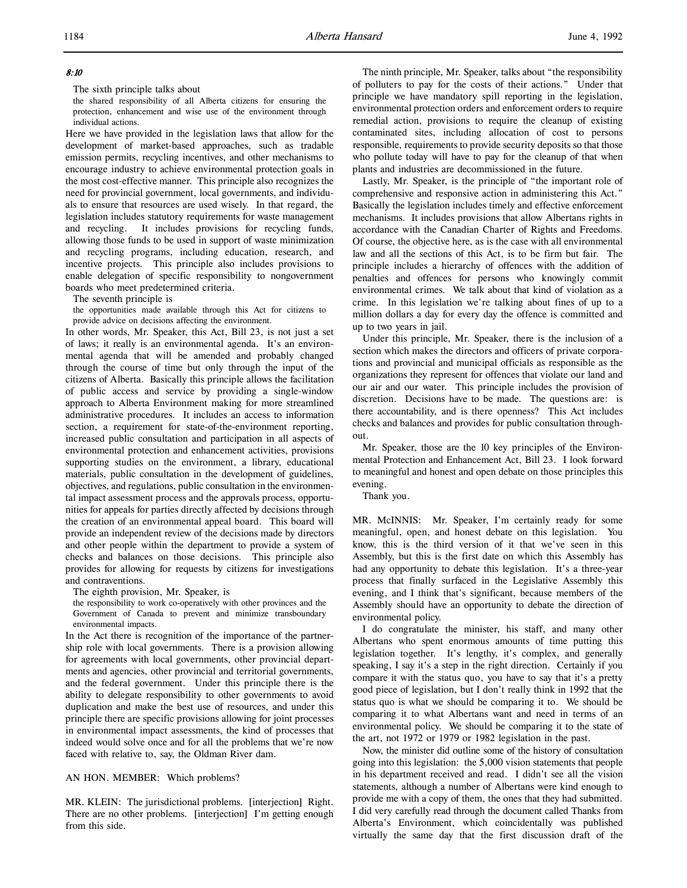*8:10*

The sixth principle talks about

> the shared responsibility of all Alberta citizens for ensuring the protection, enhancement and wise use of the environment through individual actions.

Here we have provided in the legislation laws that allow for the development of market-based approaches, such as tradable emission permits, recycling incentives, and other mechanisms to encourage industry to achieve environmental protection goals in the most cost-effective manner. This principle also recognizes the need for provincial government, local governments, and individuals to ensure that resources are used wisely. In that regard, the legislation includes statutory requirements for waste management and recycling. It includes provisions for recycling funds, allowing those funds to be used in support of waste minimization and recycling programs, including education, research, and incentive projects. This principle also includes provisions to enable delegation of specific responsibility to nongovernment boards who meet predetermined criteria.

The seventh principle is

> the opportunities made available through this Act for citizens to provide advice on decisions affecting the environment.

In other words, Mr. Speaker, this Act, Bill 23, is not just a set of laws; it really is an environmental agenda. It's an environmental agenda that will be amended and probably changed through the course of time but only through the input of the citizens of Alberta. Basically this principle allows the facilitation of public access and service by providing a single-window approach to Alberta Environment making for more streamlined administrative procedures. It includes an access to information section, a requirement for state-of-the-environment reporting, increased public consultation and participation in all aspects of environmental protection and enhancement activities, provisions supporting studies on the environment, a library, educational materials, public consultation in the development of guidelines, objectives, and regulations, public consultation in the environmental impact assessment process and the approvals process, opportunities for appeals for parties directly affected by decisions through the creation of an environmental appeal board. This board will provide an independent review of the decisions made by directors and other people within the department to provide a system of checks and balances on those decisions. This principle also provides for allowing for requests by citizens for investigations and contraventions.

The eighth provision, Mr. Speaker, is

> the responsibility to work co-operatively with other provinces and the Government of Canada to prevent and minimize transboundary environmental impacts.

In the Act there is recognition of the importance of the partnership role with local governments. There is a provision allowing for agreements with local governments, other provincial departments and agencies, other provincial and territorial governments, and the federal government. Under this principle there is the ability to delegate responsibility to other governments to avoid duplication and make the best use of resources, and under this principle there are specific provisions allowing for joint processes in environmental impact assessments, the kind of processes that indeed would solve once and for all the problems that we're now faced with relative to, say, the Oldman River dam.

AN HON. MEMBER: Which problems?

MR. KLEIN: The jurisdictional problems. [interjection] Right. There are no other problems. [interjection] I'm getting enough from this side.

The ninth principle, Mr. Speaker, talks about "the responsibility of polluters to pay for the costs of their actions." Under that principle we have mandatory spill reporting in the legislation, environmental protection orders and enforcement orders to require remedial action, provisions to require the cleanup of existing contaminated sites, including allocation of cost to persons responsible, requirements to provide security deposits so that those who pollute today will have to pay for the cleanup of that when plants and industries are decommissioned in the future.

Lastly, Mr. Speaker, is the principle of "the important role of comprehensive and responsive action in administering this Act." Basically the legislation includes timely and effective enforcement mechanisms. It includes provisions that allow Albertans rights in accordance with the Canadian Charter of Rights and Freedoms. Of course, the objective here, as is the case with all environmental law and all the sections of this Act, is to be firm but fair. The principle includes a hierarchy of offences with the addition of penalties and offences for persons who knowingly commit environmental crimes. We talk about that kind of violation as a crime. In this legislation we're talking about fines of up to a million dollars a day for every day the offence is committed and up to two years in jail.

Under this principle, Mr. Speaker, there is the inclusion of a section which makes the directors and officers of private corporations and provincial and municipal officials as responsible as the organizations they represent for offences that violate our land and our air and our water. This principle includes the provision of discretion. Decisions have to be made. The questions are: is there accountability, and is there openness? This Act includes checks and balances and provides for public consultation throughout.

Mr. Speaker, those are the 10 key principles of the Environmental Protection and Enhancement Act, Bill 23. I look forward to meaningful and honest and open debate on those principles this evening.

Thank you.

MR. McINNIS: Mr. Speaker, I'm certainly ready for some meaningful, open, and honest debate on this legislation. You know, this is the third version of it that we've seen in this Assembly, but this is the first date on which this Assembly has had any opportunity to debate this legislation. It's a three-year process that finally surfaced in the Legislative Assembly this evening, and I think that's significant, because members of the Assembly should have an opportunity to debate the direction of environmental policy.

I do congratulate the minister, his staff, and many other Albertans who spent enormous amounts of time putting this legislation together. It's lengthy, it's complex, and generally speaking, I say it's a step in the right direction. Certainly if you compare it with the status quo, you have to say that it's a pretty good piece of legislation, but I don't really think in 1992 that the status quo is what we should be comparing it to. We should be comparing it to what Albertans want and need in terms of an environmental policy. We should be comparing it to the state of the art, not 1972 or 1979 or 1982 legislation in the past.

Now, the minister did outline some of the history of consultation going into this legislation: the 5,000 vision statements that people in his department received and read. I didn't see all the vision statements, although a number of Albertans were kind enough to provide me with a copy of them, the ones that they had submitted. I did very carefully read through the document called Thanks from Alberta's Environment, which coincidentally was published virtually the same day that the first discussion draft of the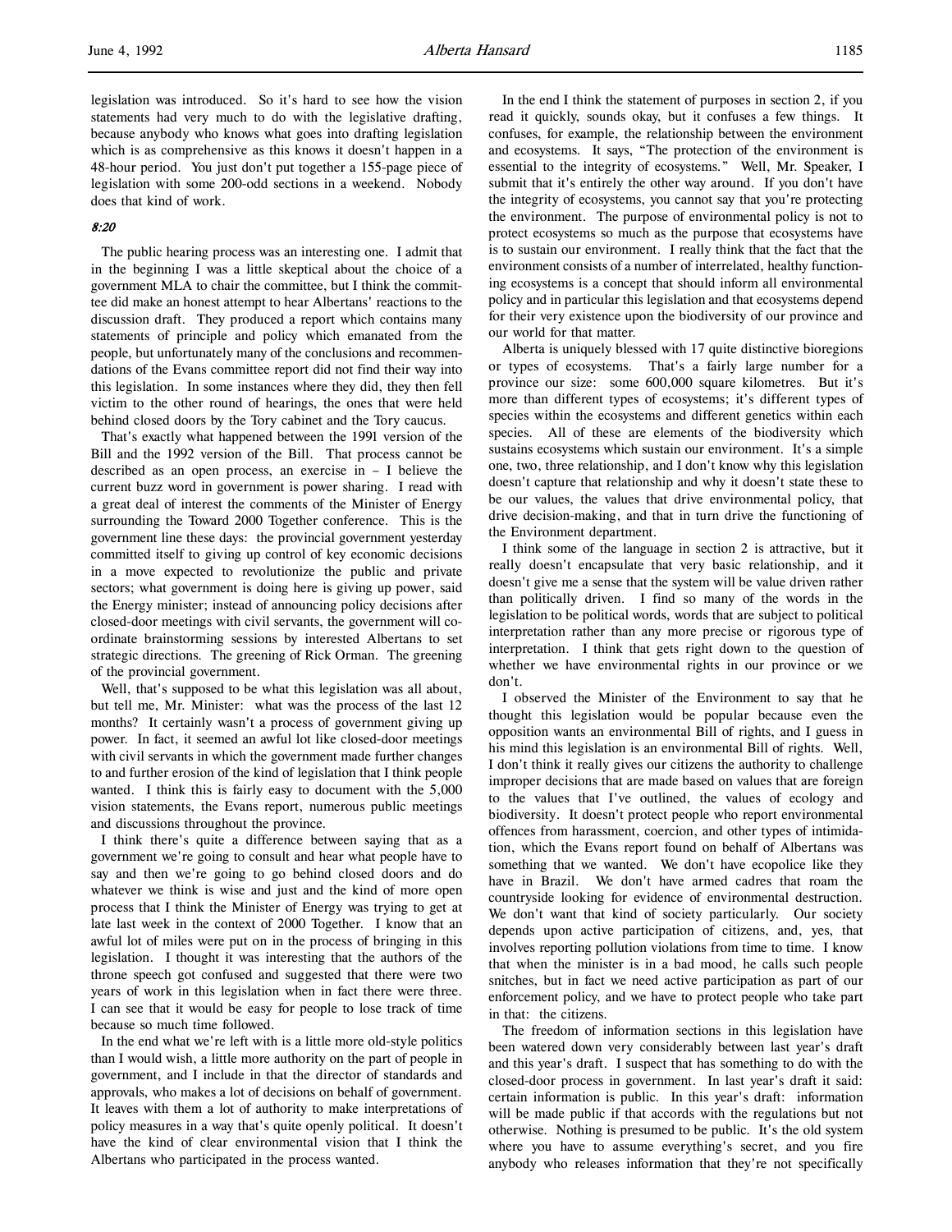legislation was introduced. So it's hard to see how the vision statements had very much to do with the legislative drafting, because anybody who knows what goes into drafting legislation which is as comprehensive as this knows it doesn't happen in a 48-hour period. You just don't put together a 155-page piece of legislation with some 200-odd sections in a weekend. Nobody does that kind of work.

*8:20*

The public hearing process was an interesting one. I admit that in the beginning I was a little skeptical about the choice of a government MLA to chair the committee, but I think the committee did make an honest attempt to hear Albertans' reactions to the discussion draft. They produced a report which contains many statements of principle and policy which emanated from the people, but unfortunately many of the conclusions and recommendations of the Evans committee report did not find their way into this legislation. In some instances where they did, they then fell victim to the other round of hearings, the ones that were held behind closed doors by the Tory cabinet and the Tory caucus.

That's exactly what happened between the 1991 version of the Bill and the 1992 version of the Bill. That process cannot be described as an open process, an exercise in – I believe the current buzz word in government is power sharing. I read with a great deal of interest the comments of the Minister of Energy surrounding the Toward 2000 Together conference. This is the government line these days: the provincial government yesterday committed itself to giving up control of key economic decisions in a move expected to revolutionize the public and private sectors; what government is doing here is giving up power, said the Energy minister; instead of announcing policy decisions after closed-door meetings with civil servants, the government will coordinate brainstorming sessions by interested Albertans to set strategic directions. The greening of Rick Orman. The greening of the provincial government.

Well, that's supposed to be what this legislation was all about, but tell me, Mr. Minister: what was the process of the last 12 months? It certainly wasn't a process of government giving up power. In fact, it seemed an awful lot like closed-door meetings with civil servants in which the government made further changes to and further erosion of the kind of legislation that I think people wanted. I think this is fairly easy to document with the 5,000 vision statements, the Evans report, numerous public meetings and discussions throughout the province.

I think there's quite a difference between saying that as a government we're going to consult and hear what people have to say and then we're going to go behind closed doors and do whatever we think is wise and just and the kind of more open process that I think the Minister of Energy was trying to get at late last week in the context of 2000 Together. I know that an awful lot of miles were put on in the process of bringing in this legislation. I thought it was interesting that the authors of the throne speech got confused and suggested that there were two years of work in this legislation when in fact there were three. I can see that it would be easy for people to lose track of time because so much time followed.

In the end what we're left with is a little more old-style politics than I would wish, a little more authority on the part of people in government, and I include in that the director of standards and approvals, who makes a lot of decisions on behalf of government. It leaves with them a lot of authority to make interpretations of policy measures in a way that's quite openly political. It doesn't have the kind of clear environmental vision that I think the Albertans who participated in the process wanted.

In the end I think the statement of purposes in section 2, if you read it quickly, sounds okay, but it confuses a few things. It confuses, for example, the relationship between the environment and ecosystems. It says, "The protection of the environment is essential to the integrity of ecosystems." Well, Mr. Speaker, I submit that it's entirely the other way around. If you don't have the integrity of ecosystems, you cannot say that you're protecting the environment. The purpose of environmental policy is not to protect ecosystems so much as the purpose that ecosystems have is to sustain our environment. I really think that the fact that the environment consists of a number of interrelated, healthy functioning ecosystems is a concept that should inform all environmental policy and in particular this legislation and that ecosystems depend for their very existence upon the biodiversity of our province and our world for that matter.

Alberta is uniquely blessed with 17 quite distinctive bioregions or types of ecosystems. That's a fairly large number for a province our size: some 600,000 square kilometres. But it's more than different types of ecosystems; it's different types of species within the ecosystems and different genetics within each species. All of these are elements of the biodiversity which sustains ecosystems which sustain our environment. It's a simple one, two, three relationship, and I don't know why this legislation doesn't capture that relationship and why it doesn't state these to be our values, the values that drive environmental policy, that drive decision-making, and that in turn drive the functioning of the Environment department.

I think some of the language in section 2 is attractive, but it really doesn't encapsulate that very basic relationship, and it doesn't give me a sense that the system will be value driven rather than politically driven. I find so many of the words in the legislation to be political words, words that are subject to political interpretation rather than any more precise or rigorous type of interpretation. I think that gets right down to the question of whether we have environmental rights in our province or we don't.

I observed the Minister of the Environment to say that he thought this legislation would be popular because even the opposition wants an environmental Bill of rights, and I guess in his mind this legislation is an environmental Bill of rights. Well, I don't think it really gives our citizens the authority to challenge improper decisions that are made based on values that are foreign to the values that I've outlined, the values of ecology and biodiversity. It doesn't protect people who report environmental offences from harassment, coercion, and other types of intimidation, which the Evans report found on behalf of Albertans was something that we wanted. We don't have ecopolice like they have in Brazil. We don't have armed cadres that roam the countryside looking for evidence of environmental destruction. We don't want that kind of society particularly. Our society depends upon active participation of citizens, and, yes, that involves reporting pollution violations from time to time. I know that when the minister is in a bad mood, he calls such people snitches, but in fact we need active participation as part of our enforcement policy, and we have to protect people who take part in that: the citizens.

The freedom of information sections in this legislation have been watered down very considerably between last year's draft and this year's draft. I suspect that has something to do with the closed-door process in government. In last year's draft it said: certain information is public. In this year's draft: information will be made public if that accords with the regulations but not otherwise. Nothing is presumed to be public. It's the old system where you have to assume everything's secret, and you fire anybody who releases information that they're not specifically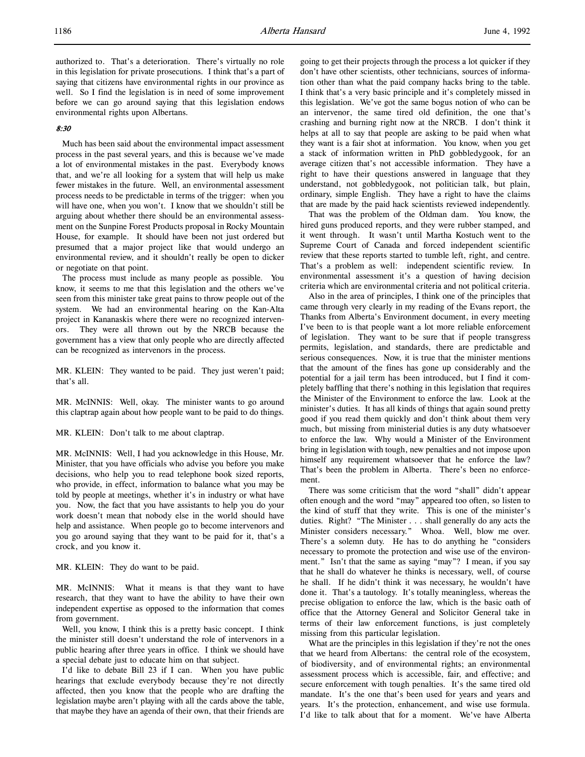authorized to. That's a deterioration. There's virtually no role in this legislation for private prosecutions. I think that's a part of saying that citizens have environmental rights in our province as well. So I find the legislation is in need of some improvement before we can go around saying that this legislation endows environmental rights upon Albertans.

*8:30*

Much has been said about the environmental impact assessment process in the past several years, and this is because we've made a lot of environmental mistakes in the past. Everybody knows that, and we're all looking for a system that will help us make fewer mistakes in the future. Well, an environmental assessment process needs to be predictable in terms of the trigger: when you will have one, when you won't. I know that we shouldn't still be arguing about whether there should be an environmental assessment on the Sunpine Forest Products proposal in Rocky Mountain House, for example. It should have been not just ordered but presumed that a major project like that would undergo an environmental review, and it shouldn't really be open to dicker or negotiate on that point.

The process must include as many people as possible. You know, it seems to me that this legislation and the others we've seen from this minister take great pains to throw people out of the system. We had an environmental hearing on the Kan-Alta project in Kananaskis where there were no recognized intervenors. They were all thrown out by the NRCB because the government has a view that only people who are directly affected can be recognized as intervenors in the process.

MR. KLEIN: They wanted to be paid. They just weren't paid; that's all.

MR. McINNIS: Well, okay. The minister wants to go around this claptrap again about how people want to be paid to do things.

MR. KLEIN: Don't talk to me about claptrap.

MR. McINNIS: Well, I had you acknowledge in this House, Mr. Minister, that you have officials who advise you before you make decisions, who help you to read telephone book sized reports, who provide, in effect, information to balance what you may be told by people at meetings, whether it's in industry or what have you. Now, the fact that you have assistants to help you do your work doesn't mean that nobody else in the world should have help and assistance. When people go to become intervenors and you go around saying that they want to be paid for it, that's a crock, and you know it.

MR. KLEIN: They do want to be paid.

MR. McINNIS: What it means is that they want to have research, that they want to have the ability to have their own independent expertise as opposed to the information that comes from government.

Well, you know, I think this is a pretty basic concept. I think the minister still doesn't understand the role of intervenors in a public hearing after three years in office. I think we should have a special debate just to educate him on that subject.

I'd like to debate Bill 23 if I can. When you have public hearings that exclude everybody because they're not directly affected, then you know that the people who are drafting the legislation maybe aren't playing with all the cards above the table, that maybe they have an agenda of their own, that their friends are going to get their projects through the process a lot quicker if they don't have other scientists, other technicians, sources of information other than what the paid company hacks bring to the table. I think that's a very basic principle and it's completely missed in this legislation. We've got the same bogus notion of who can be an intervenor, the same tired old definition, the one that's crashing and burning right now at the NRCB. I don't think it helps at all to say that people are asking to be paid when what they want is a fair shot at information. You know, when you get a stack of information written in PhD gobbledygook, for an average citizen that's not accessible information. They have a right to have their questions answered in language that they understand, not gobbledygook, not politician talk, but plain, ordinary, simple English. They have a right to have the claims that are made by the paid hack scientists reviewed independently.

That was the problem of the Oldman dam. You know, the hired guns produced reports, and they were rubber stamped, and it went through. It wasn't until Martha Kostuch went to the Supreme Court of Canada and forced independent scientific review that these reports started to tumble left, right, and centre. That's a problem as well: independent scientific review. In environmental assessment it's a question of having decision criteria which are environmental criteria and not political criteria.

Also in the area of principles, I think one of the principles that came through very clearly in my reading of the Evans report, the Thanks from Alberta's Environment document, in every meeting I've been to is that people want a lot more reliable enforcement of legislation. They want to be sure that if people transgress permits, legislation, and standards, there are predictable and serious consequences. Now, it is true that the minister mentions that the amount of the fines has gone up considerably and the potential for a jail term has been introduced, but I find it completely baffling that there's nothing in this legislation that requires the Minister of the Environment to enforce the law. Look at the minister's duties. It has all kinds of things that again sound pretty good if you read them quickly and don't think about them very much, but missing from ministerial duties is any duty whatsoever to enforce the law. Why would a Minister of the Environment bring in legislation with tough, new penalties and not impose upon himself any requirement whatsoever that he enforce the law? That's been the problem in Alberta. There's been no enforcement.

There was some criticism that the word "shall" didn't appear often enough and the word "may" appeared too often, so listen to the kind of stuff that they write. This is one of the minister's duties. Right? "The Minister . . . shall generally do any acts the Minister considers necessary." Whoa. Well, blow me over. There's a solemn duty. He has to do anything he "considers necessary to promote the protection and wise use of the environment." Isn't that the same as saying "may"? I mean, if you say that he shall do whatever he thinks is necessary, well, of course he shall. If he didn't think it was necessary, he wouldn't have done it. That's a tautology. It's totally meaningless, whereas the precise obligation to enforce the law, which is the basic oath of office that the Attorney General and Solicitor General take in terms of their law enforcement functions, is just completely missing from this particular legislation.

What are the principles in this legislation if they're not the ones that we heard from Albertans: the central role of the ecosystem, of biodiversity, and of environmental rights; an environmental assessment process which is accessible, fair, and effective; and secure enforcement with tough penalties. It's the same tired old mandate. It's the one that's been used for years and years and years. It's the protection, enhancement, and wise use formula. I'd like to talk about that for a moment. We've have Alberta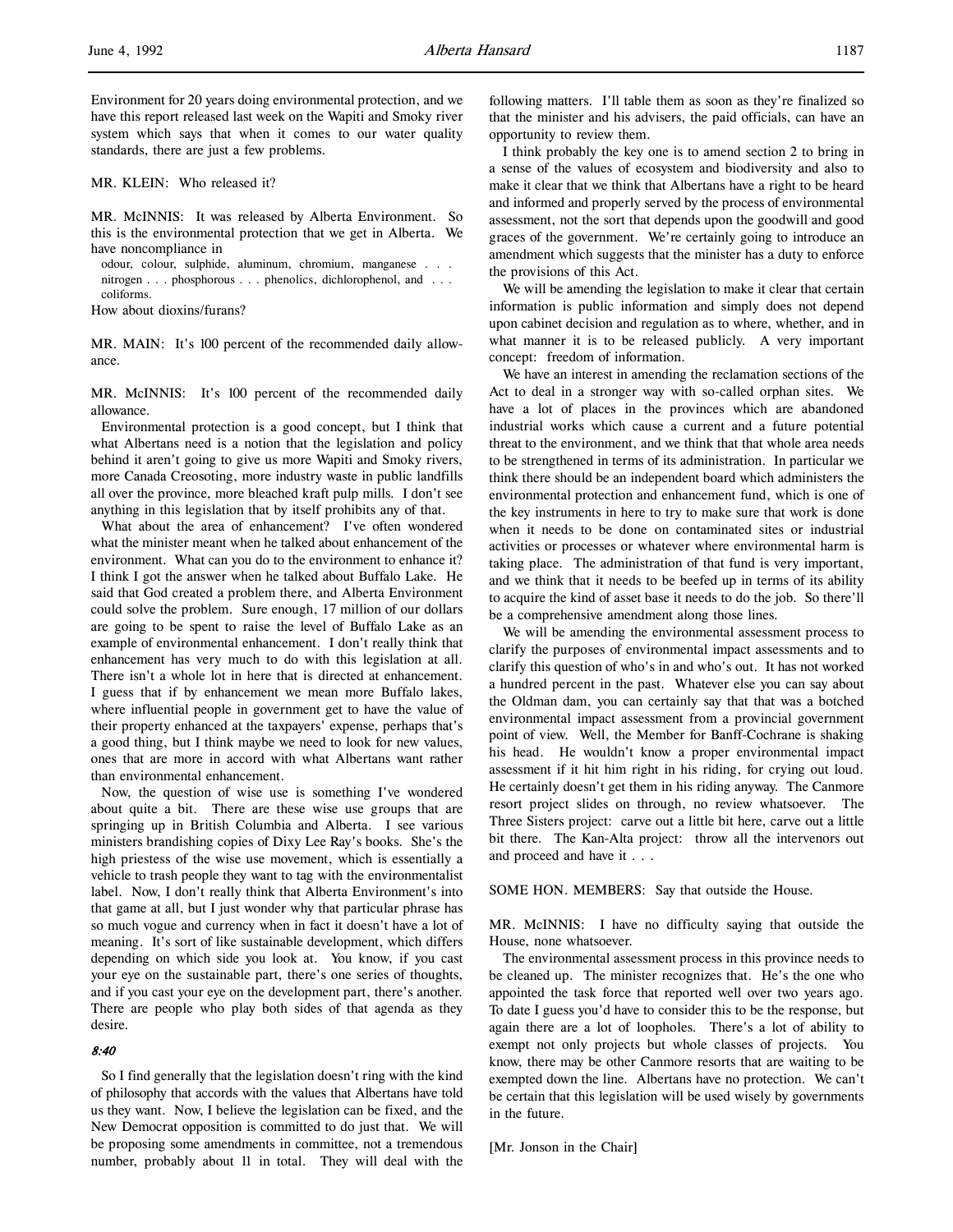Environment for 20 years doing environmental protection, and we have this report released last week on the Wapiti and Smoky river system which says that when it comes to our water quality standards, there are just a few problems.

MR. KLEIN: Who released it?

MR. McINNIS: It was released by Alberta Environment. So this is the environmental protection that we get in Alberta. We have noncompliance in

> odour, colour, sulphide, aluminum, chromium, manganese . . . nitrogen . . . phosphorous . . . phenolics, dichlorophenol, and . . . coliforms.

How about dioxins/furans?

MR. MAIN: It's 100 percent of the recommended daily allowance.

MR. McINNIS: It's 100 percent of the recommended daily allowance.

Environmental protection is a good concept, but I think that what Albertans need is a notion that the legislation and policy behind it aren't going to give us more Wapiti and Smoky rivers, more Canada Creosoting, more industry waste in public landfills all over the province, more bleached kraft pulp mills. I don't see anything in this legislation that by itself prohibits any of that.

What about the area of enhancement? I've often wondered what the minister meant when he talked about enhancement of the environment. What can you do to the environment to enhance it? I think I got the answer when he talked about Buffalo Lake. He said that God created a problem there, and Alberta Environment could solve the problem. Sure enough, 17 million of our dollars are going to be spent to raise the level of Buffalo Lake as an example of environmental enhancement. I don't really think that enhancement has very much to do with this legislation at all. There isn't a whole lot in here that is directed at enhancement. I guess that if by enhancement we mean more Buffalo lakes, where influential people in government get to have the value of their property enhanced at the taxpayers' expense, perhaps that's a good thing, but I think maybe we need to look for new values, ones that are more in accord with what Albertans want rather than environmental enhancement.

Now, the question of wise use is something I've wondered about quite a bit. There are these wise use groups that are springing up in British Columbia and Alberta. I see various ministers brandishing copies of Dixy Lee Ray's books. She's the high priestess of the wise use movement, which is essentially a vehicle to trash people they want to tag with the environmentalist label. Now, I don't really think that Alberta Environment's into that game at all, but I just wonder why that particular phrase has so much vogue and currency when in fact it doesn't have a lot of meaning. It's sort of like sustainable development, which differs depending on which side you look at. You know, if you cast your eye on the sustainable part, there's one series of thoughts, and if you cast your eye on the development part, there's another. There are people who play both sides of that agenda as they desire.

*8:40*

So I find generally that the legislation doesn't ring with the kind of philosophy that accords with the values that Albertans have told us they want. Now, I believe the legislation can be fixed, and the New Democrat opposition is committed to do just that. We will be proposing some amendments in committee, not a tremendous number, probably about 11 in total. They will deal with the following matters. I'll table them as soon as they're finalized so that the minister and his advisers, the paid officials, can have an opportunity to review them.

I think probably the key one is to amend section 2 to bring in a sense of the values of ecosystem and biodiversity and also to make it clear that we think that Albertans have a right to be heard and informed and properly served by the process of environmental assessment, not the sort that depends upon the goodwill and good graces of the government. We're certainly going to introduce an amendment which suggests that the minister has a duty to enforce the provisions of this Act.

We will be amending the legislation to make it clear that certain information is public information and simply does not depend upon cabinet decision and regulation as to where, whether, and in what manner it is to be released publicly. A very important concept: freedom of information.

We have an interest in amending the reclamation sections of the Act to deal in a stronger way with so-called orphan sites. We have a lot of places in the provinces which are abandoned industrial works which cause a current and a future potential threat to the environment, and we think that that whole area needs to be strengthened in terms of its administration. In particular we think there should be an independent board which administers the environmental protection and enhancement fund, which is one of the key instruments in here to try to make sure that work is done when it needs to be done on contaminated sites or industrial activities or processes or whatever where environmental harm is taking place. The administration of that fund is very important, and we think that it needs to be beefed up in terms of its ability to acquire the kind of asset base it needs to do the job. So there'll be a comprehensive amendment along those lines.

We will be amending the environmental assessment process to clarify the purposes of environmental impact assessments and to clarify this question of who's in and who's out. It has not worked a hundred percent in the past. Whatever else you can say about the Oldman dam, you can certainly say that that was a botched environmental impact assessment from a provincial government point of view. Well, the Member for Banff-Cochrane is shaking his head. He wouldn't know a proper environmental impact assessment if it hit him right in his riding, for crying out loud. He certainly doesn't get them in his riding anyway. The Canmore resort project slides on through, no review whatsoever. The Three Sisters project: carve out a little bit here, carve out a little bit there. The Kan-Alta project: throw all the intervenors out and proceed and have it . . .

SOME HON. MEMBERS: Say that outside the House.

MR. McINNIS: I have no difficulty saying that outside the House, none whatsoever.

The environmental assessment process in this province needs to be cleaned up. The minister recognizes that. He's the one who appointed the task force that reported well over two years ago. To date I guess you'd have to consider this to be the response, but again there are a lot of loopholes. There's a lot of ability to exempt not only projects but whole classes of projects. You know, there may be other Canmore resorts that are waiting to be exempted down the line. Albertans have no protection. We can't be certain that this legislation will be used wisely by governments in the future.

[Mr. Jonson in the Chair]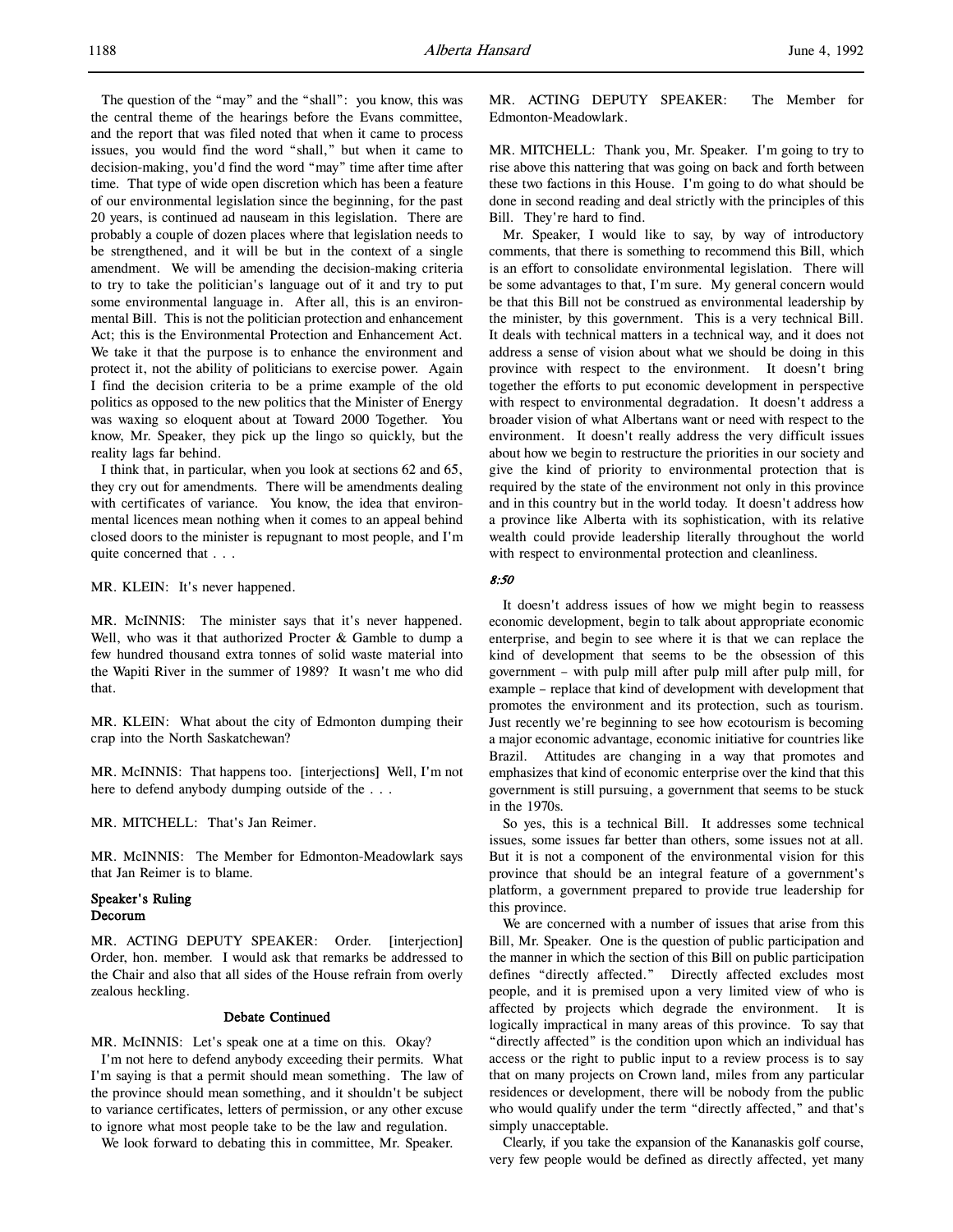The question of the "may" and the "shall": you know, this was the central theme of the hearings before the Evans committee, and the report that was filed noted that when it came to process issues, you would find the word "shall," but when it came to decision-making, you'd find the word "may" time after time after time. That type of wide open discretion which has been a feature of our environmental legislation since the beginning, for the past 20 years, is continued ad nauseam in this legislation. There are probably a couple of dozen places where that legislation needs to be strengthened, and it will be but in the context of a single amendment. We will be amending the decision-making criteria to try to take the politician's language out of it and try to put some environmental language in. After all, this is an environmental Bill. This is not the politician protection and enhancement Act; this is the Environmental Protection and Enhancement Act. We take it that the purpose is to enhance the environment and protect it, not the ability of politicians to exercise power. Again I find the decision criteria to be a prime example of the old politics as opposed to the new politics that the Minister of Energy was waxing so eloquent about at Toward 2000 Together. You know, Mr. Speaker, they pick up the lingo so quickly, but the reality lags far behind.

I think that, in particular, when you look at sections 62 and 65, they cry out for amendments. There will be amendments dealing with certificates of variance. You know, the idea that environmental licences mean nothing when it comes to an appeal behind closed doors to the minister is repugnant to most people, and I'm quite concerned that . . .

MR. KLEIN: It's never happened.

MR. McINNIS: The minister says that it's never happened. Well, who was it that authorized Procter & Gamble to dump a few hundred thousand extra tonnes of solid waste material into the Wapiti River in the summer of 1989? It wasn't me who did that.

MR. KLEIN: What about the city of Edmonton dumping their crap into the North Saskatchewan?

MR. McINNIS: That happens too. [interjections] Well, I'm not here to defend anybody dumping outside of the . . .

MR. MITCHELL: That's Jan Reimer.

MR. McINNIS: The Member for Edmonton-Meadowlark says that Jan Reimer is to blame.

### Speaker's Ruling
### Decorum

MR. ACTING DEPUTY SPEAKER: Order. [interjection] Order, hon. member. I would ask that remarks be addressed to the Chair and also that all sides of the House refrain from overly zealous heckling.

### Debate Continued

MR. McINNIS: Let's speak one at a time on this. Okay?

I'm not here to defend anybody exceeding their permits. What I'm saying is that a permit should mean something. The law of the province should mean something, and it shouldn't be subject to variance certificates, letters of permission, or any other excuse to ignore what most people take to be the law and regulation.

We look forward to debating this in committee, Mr. Speaker.

MR. ACTING DEPUTY SPEAKER: The Member for Edmonton-Meadowlark.

MR. MITCHELL: Thank you, Mr. Speaker. I'm going to try to rise above this nattering that was going on back and forth between these two factions in this House. I'm going to do what should be done in second reading and deal strictly with the principles of this Bill. They're hard to find.

Mr. Speaker, I would like to say, by way of introductory comments, that there is something to recommend this Bill, which is an effort to consolidate environmental legislation. There will be some advantages to that, I'm sure. My general concern would be that this Bill not be construed as environmental leadership by the minister, by this government. This is a very technical Bill. It deals with technical matters in a technical way, and it does not address a sense of vision about what we should be doing in this province with respect to the environment. It doesn't bring together the efforts to put economic development in perspective with respect to environmental degradation. It doesn't address a broader vision of what Albertans want or need with respect to the environment. It doesn't really address the very difficult issues about how we begin to restructure the priorities in our society and give the kind of priority to environmental protection that is required by the state of the environment not only in this province and in this country but in the world today. It doesn't address how a province like Alberta with its sophistication, with its relative wealth could provide leadership literally throughout the world with respect to environmental protection and cleanliness.

*8:50*

It doesn't address issues of how we might begin to reassess economic development, begin to talk about appropriate economic enterprise, and begin to see where it is that we can replace the kind of development that seems to be the obsession of this government – with pulp mill after pulp mill after pulp mill, for example – replace that kind of development with development that promotes the environment and its protection, such as tourism. Just recently we're beginning to see how ecotourism is becoming a major economic advantage, economic initiative for countries like Brazil. Attitudes are changing in a way that promotes and emphasizes that kind of economic enterprise over the kind that this government is still pursuing, a government that seems to be stuck in the 1970s.

So yes, this is a technical Bill. It addresses some technical issues, some issues far better than others, some issues not at all. But it is not a component of the environmental vision for this province that should be an integral feature of a government's platform, a government prepared to provide true leadership for this province.

We are concerned with a number of issues that arise from this Bill, Mr. Speaker. One is the question of public participation and the manner in which the section of this Bill on public participation defines "directly affected." Directly affected excludes most people, and it is premised upon a very limited view of who is affected by projects which degrade the environment. It is logically impractical in many areas of this province. To say that "directly affected" is the condition upon which an individual has access or the right to public input to a review process is to say that on many projects on Crown land, miles from any particular residences or development, there will be nobody from the public who would qualify under the term "directly affected," and that's simply unacceptable.

Clearly, if you take the expansion of the Kananaskis golf course, very few people would be defined as directly affected, yet many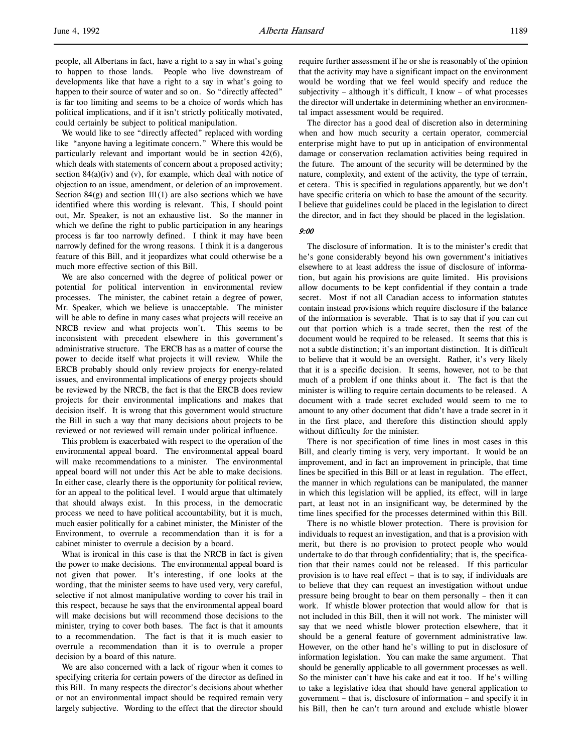people, all Albertans in fact, have a right to a say in what's going to happen to those lands. People who live downstream of developments like that have a right to a say in what's going to happen to their source of water and so on. So "directly affected" is far too limiting and seems to be a choice of words which has political implications, and if it isn't strictly politically motivated, could certainly be subject to political manipulation.

We would like to see "directly affected" replaced with wording like "anyone having a legitimate concern." Where this would be particularly relevant and important would be in section 42(6), which deals with statements of concern about a proposed activity; section 84(a)(iv) and (v), for example, which deal with notice of objection to an issue, amendment, or deletion of an improvement. Section 84(g) and section 111(1) are also sections which we have identified where this wording is relevant. This, I should point out, Mr. Speaker, is not an exhaustive list. So the manner in which we define the right to public participation in any hearings process is far too narrowly defined. I think it may have been narrowly defined for the wrong reasons. I think it is a dangerous feature of this Bill, and it jeopardizes what could otherwise be a much more effective section of this Bill.

We are also concerned with the degree of political power or potential for political intervention in environmental review processes. The minister, the cabinet retain a degree of power, Mr. Speaker, which we believe is unacceptable. The minister will be able to define in many cases what projects will receive an NRCB review and what projects won't. This seems to be inconsistent with precedent elsewhere in this government's administrative structure. The ERCB has as a matter of course the power to decide itself what projects it will review. While the ERCB probably should only review projects for energy-related issues, and environmental implications of energy projects should be reviewed by the NRCB, the fact is that the ERCB does review projects for their environmental implications and makes that decision itself. It is wrong that this government would structure the Bill in such a way that many decisions about projects to be reviewed or not reviewed will remain under political influence.

This problem is exacerbated with respect to the operation of the environmental appeal board. The environmental appeal board will make recommendations to a minister. The environmental appeal board will not under this Act be able to make decisions. In either case, clearly there is the opportunity for political review, for an appeal to the political level. I would argue that ultimately that should always exist. In this process, in the democratic process we need to have political accountability, but it is much, much easier politically for a cabinet minister, the Minister of the Environment, to overrule a recommendation than it is for a cabinet minister to overrule a decision by a board.

What is ironical in this case is that the NRCB in fact is given the power to make decisions. The environmental appeal board is not given that power. It's interesting, if one looks at the wording, that the minister seems to have used very, very careful, selective if not almost manipulative wording to cover his trail in this respect, because he says that the environmental appeal board will make decisions but will recommend those decisions to the minister, trying to cover both bases. The fact is that it amounts to a recommendation. The fact is that it is much easier to overrule a recommendation than it is to overrule a proper decision by a board of this nature.

We are also concerned with a lack of rigour when it comes to specifying criteria for certain powers of the director as defined in this Bill. In many respects the director's decisions about whether or not an environmental impact should be required remain very largely subjective. Wording to the effect that the director should require further assessment if he or she is reasonably of the opinion that the activity may have a significant impact on the environment would be wording that we feel would specify and reduce the subjectivity – although it's difficult, I know – of what processes the director will undertake in determining whether an environmental impact assessment would be required.

The director has a good deal of discretion also in determining when and how much security a certain operator, commercial enterprise might have to put up in anticipation of environmental damage or conservation reclamation activities being required in the future. The amount of the security will be determined by the nature, complexity, and extent of the activity, the type of terrain, et cetera. This is specified in regulations apparently, but we don't have specific criteria on which to base the amount of the security. I believe that guidelines could be placed in the legislation to direct the director, and in fact they should be placed in the legislation.

*9:00*

The disclosure of information. It is to the minister's credit that he's gone considerably beyond his own government's initiatives elsewhere to at least address the issue of disclosure of information, but again his provisions are quite limited. His provisions allow documents to be kept confidential if they contain a trade secret. Most if not all Canadian access to information statutes contain instead provisions which require disclosure if the balance of the information is severable. That is to say that if you can cut out that portion which is a trade secret, then the rest of the document would be required to be released. It seems that this is not a subtle distinction; it's an important distinction. It is difficult to believe that it would be an oversight. Rather, it's very likely that it is a specific decision. It seems, however, not to be that much of a problem if one thinks about it. The fact is that the minister is willing to require certain documents to be released. A document with a trade secret excluded would seem to me to amount to any other document that didn't have a trade secret in it in the first place, and therefore this distinction should apply without difficulty for the minister.

There is not specification of time lines in most cases in this Bill, and clearly timing is very, very important. It would be an improvement, and in fact an improvement in principle, that time lines be specified in this Bill or at least in regulation. The effect, the manner in which regulations can be manipulated, the manner in which this legislation will be applied, its effect, will in large part, at least not in an insignificant way, be determined by the time lines specified for the processes determined within this Bill.

There is no whistle blower protection. There is provision for individuals to request an investigation, and that is a provision with merit, but there is no provision to protect people who would undertake to do that through confidentiality; that is, the specification that their names could not be released. If this particular provision is to have real effect – that is to say, if individuals are to believe that they can request an investigation without undue pressure being brought to bear on them personally – then it can work. If whistle blower protection that would allow for that is not included in this Bill, then it will not work. The minister will say that we need whistle blower protection elsewhere, that it should be a general feature of government administrative law. However, on the other hand he's willing to put in disclosure of information legislation. You can make the same argument. That should be generally applicable to all government processes as well. So the minister can't have his cake and eat it too. If he's willing to take a legislative idea that should have general application to government – that is, disclosure of information – and specify it in his Bill, then he can't turn around and exclude whistle blower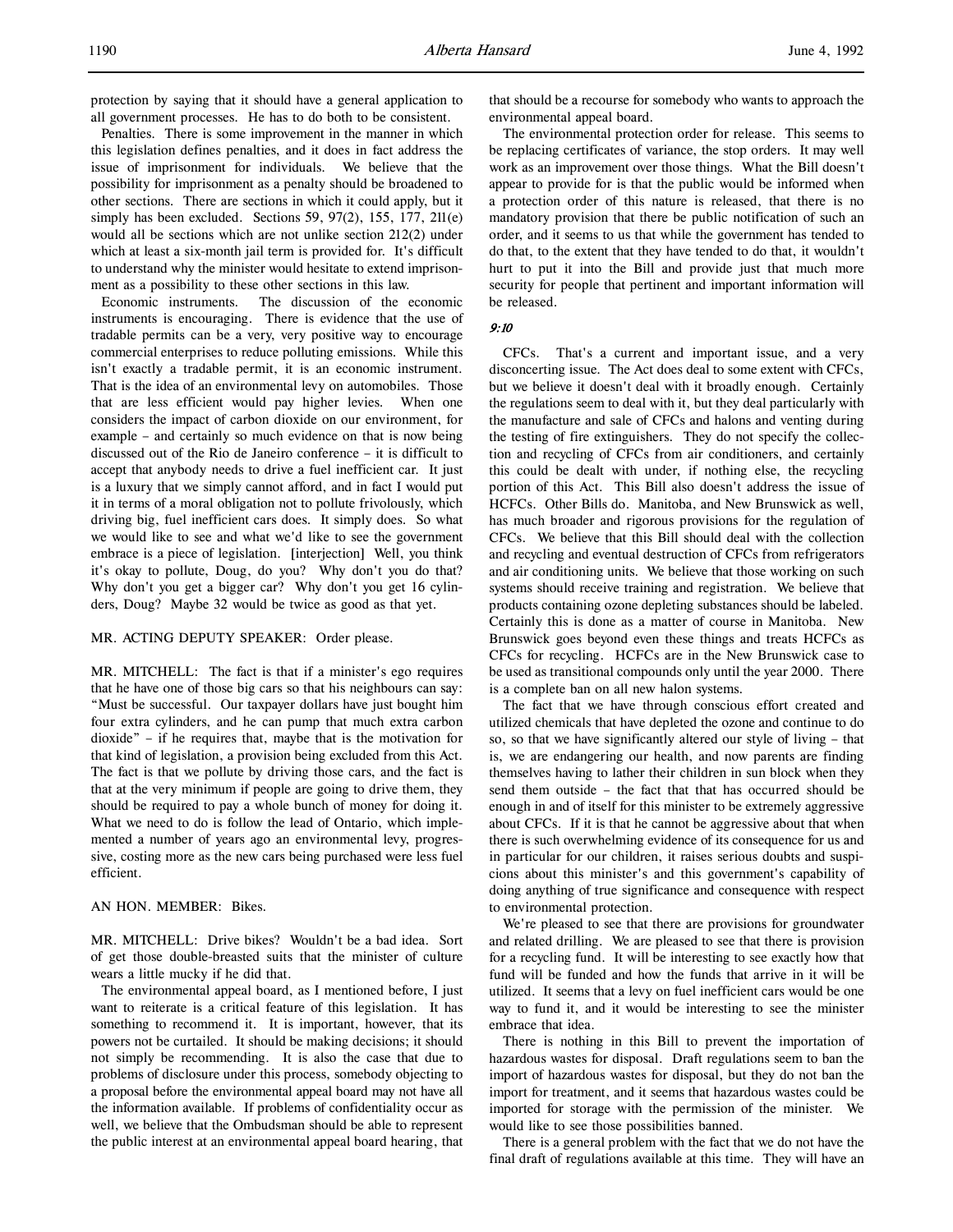protection by saying that it should have a general application to all government processes. He has to do both to be consistent.

Penalties. There is some improvement in the manner in which this legislation defines penalties, and it does in fact address the issue of imprisonment for individuals. We believe that the possibility for imprisonment as a penalty should be broadened to other sections. There are sections in which it could apply, but it simply has been excluded. Sections 59, 97(2), 155, 177, 211(e) would all be sections which are not unlike section 212(2) under which at least a six-month jail term is provided for. It's difficult to understand why the minister would hesitate to extend imprisonment as a possibility to these other sections in this law.

Economic instruments. The discussion of the economic instruments is encouraging. There is evidence that the use of tradable permits can be a very, very positive way to encourage commercial enterprises to reduce polluting emissions. While this isn't exactly a tradable permit, it is an economic instrument. That is the idea of an environmental levy on automobiles. Those that are less efficient would pay higher levies. When one considers the impact of carbon dioxide on our environment, for example – and certainly so much evidence on that is now being discussed out of the Rio de Janeiro conference – it is difficult to accept that anybody needs to drive a fuel inefficient car. It just is a luxury that we simply cannot afford, and in fact I would put it in terms of a moral obligation not to pollute frivolously, which driving big, fuel inefficient cars does. It simply does. So what we would like to see and what we'd like to see the government embrace is a piece of legislation. [interjection] Well, you think it's okay to pollute, Doug, do you? Why don't you do that? Why don't you get a bigger car? Why don't you get 16 cylinders, Doug? Maybe 32 would be twice as good as that yet.

MR. ACTING DEPUTY SPEAKER: Order please.

MR. MITCHELL: The fact is that if a minister's ego requires that he have one of those big cars so that his neighbours can say: "Must be successful. Our taxpayer dollars have just bought him four extra cylinders, and he can pump that much extra carbon dioxide" – if he requires that, maybe that is the motivation for that kind of legislation, a provision being excluded from this Act. The fact is that we pollute by driving those cars, and the fact is that at the very minimum if people are going to drive them, they should be required to pay a whole bunch of money for doing it. What we need to do is follow the lead of Ontario, which implemented a number of years ago an environmental levy, progressive, costing more as the new cars being purchased were less fuel efficient.

AN HON. MEMBER: Bikes.

MR. MITCHELL: Drive bikes? Wouldn't be a bad idea. Sort of get those double-breasted suits that the minister of culture wears a little mucky if he did that.

The environmental appeal board, as I mentioned before, I just want to reiterate is a critical feature of this legislation. It has something to recommend it. It is important, however, that its powers not be curtailed. It should be making decisions; it should not simply be recommending. It is also the case that due to problems of disclosure under this process, somebody objecting to a proposal before the environmental appeal board may not have all the information available. If problems of confidentiality occur as well, we believe that the Ombudsman should be able to represent the public interest at an environmental appeal board hearing, that that should be a recourse for somebody who wants to approach the environmental appeal board.

The environmental protection order for release. This seems to be replacing certificates of variance, the stop orders. It may well work as an improvement over those things. What the Bill doesn't appear to provide for is that the public would be informed when a protection order of this nature is released, that there is no mandatory provision that there be public notification of such an order, and it seems to us that while the government has tended to do that, to the extent that they have tended to do that, it wouldn't hurt to put it into the Bill and provide just that much more security for people that pertinent and important information will be released.

*9:10*

CFCs. That's a current and important issue, and a very disconcerting issue. The Act does deal to some extent with CFCs, but we believe it doesn't deal with it broadly enough. Certainly the regulations seem to deal with it, but they deal particularly with the manufacture and sale of CFCs and halons and venting during the testing of fire extinguishers. They do not specify the collection and recycling of CFCs from air conditioners, and certainly this could be dealt with under, if nothing else, the recycling portion of this Act. This Bill also doesn't address the issue of HCFCs. Other Bills do. Manitoba, and New Brunswick as well, has much broader and rigorous provisions for the regulation of CFCs. We believe that this Bill should deal with the collection and recycling and eventual destruction of CFCs from refrigerators and air conditioning units. We believe that those working on such systems should receive training and registration. We believe that products containing ozone depleting substances should be labeled. Certainly this is done as a matter of course in Manitoba. New Brunswick goes beyond even these things and treats HCFCs as CFCs for recycling. HCFCs are in the New Brunswick case to be used as transitional compounds only until the year 2000. There is a complete ban on all new halon systems.

The fact that we have through conscious effort created and utilized chemicals that have depleted the ozone and continue to do so, so that we have significantly altered our style of living – that is, we are endangering our health, and now parents are finding themselves having to lather their children in sun block when they send them outside – the fact that that has occurred should be enough in and of itself for this minister to be extremely aggressive about CFCs. If it is that he cannot be aggressive about that when there is such overwhelming evidence of its consequence for us and in particular for our children, it raises serious doubts and suspicions about this minister's and this government's capability of doing anything of true significance and consequence with respect to environmental protection.

We're pleased to see that there are provisions for groundwater and related drilling. We are pleased to see that there is provision for a recycling fund. It will be interesting to see exactly how that fund will be funded and how the funds that arrive in it will be utilized. It seems that a levy on fuel inefficient cars would be one way to fund it, and it would be interesting to see the minister embrace that idea.

There is nothing in this Bill to prevent the importation of hazardous wastes for disposal. Draft regulations seem to ban the import of hazardous wastes for disposal, but they do not ban the import for treatment, and it seems that hazardous wastes could be imported for storage with the permission of the minister. We would like to see those possibilities banned.

There is a general problem with the fact that we do not have the final draft of regulations available at this time. They will have an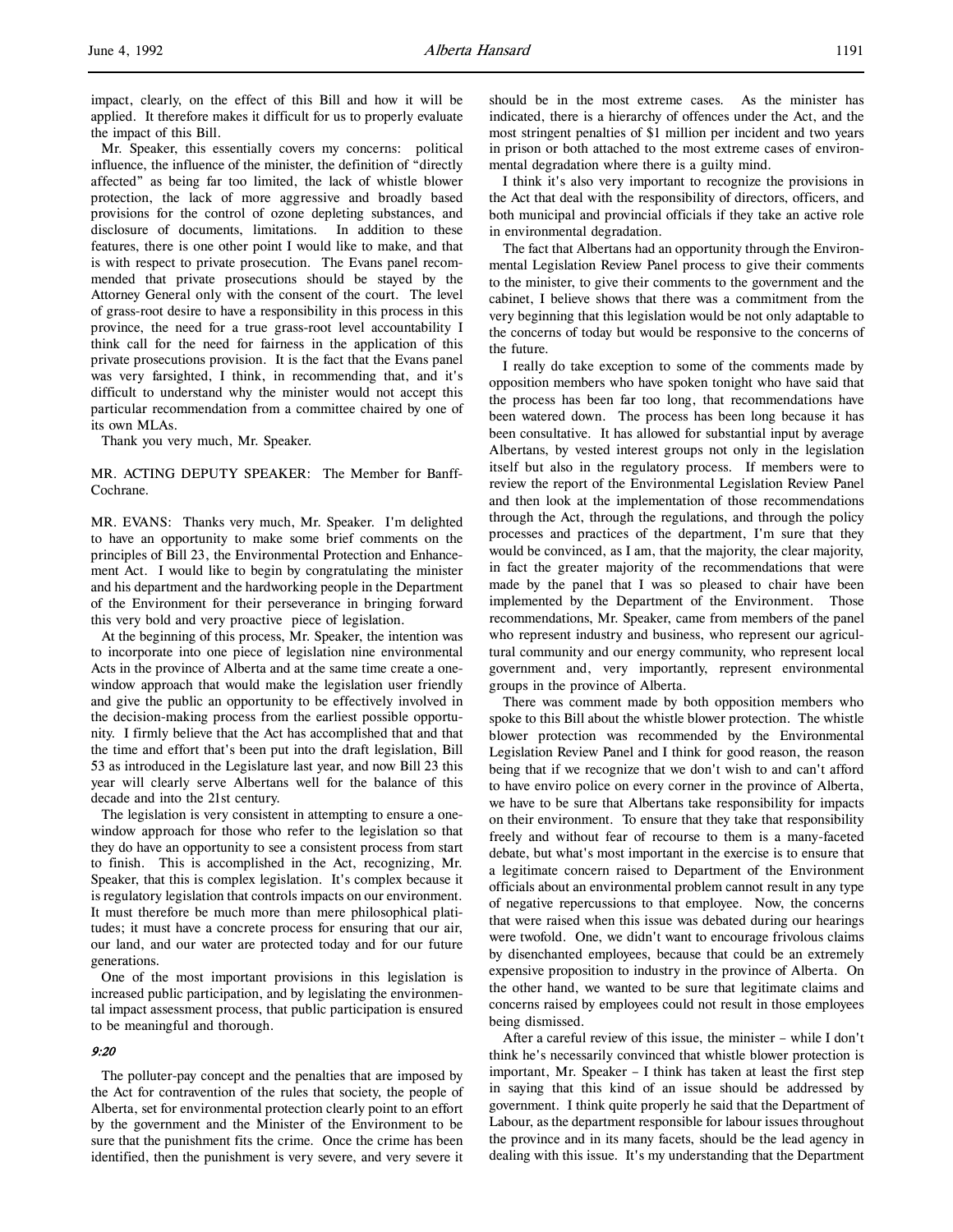impact, clearly, on the effect of this Bill and how it will be applied. It therefore makes it difficult for us to properly evaluate the impact of this Bill.

Mr. Speaker, this essentially covers my concerns: political influence, the influence of the minister, the definition of "directly affected" as being far too limited, the lack of whistle blower protection, the lack of more aggressive and broadly based provisions for the control of ozone depleting substances, and disclosure of documents, limitations. In addition to these features, there is one other point I would like to make, and that is with respect to private prosecution. The Evans panel recommended that private prosecutions should be stayed by the Attorney General only with the consent of the court. The level of grass-root desire to have a responsibility in this process in this province, the need for a true grass-root level accountability I think call for the need for fairness in the application of this private prosecutions provision. It is the fact that the Evans panel was very farsighted, I think, in recommending that, and it's difficult to understand why the minister would not accept this particular recommendation from a committee chaired by one of its own MLAs.

Thank you very much, Mr. Speaker.

MR. ACTING DEPUTY SPEAKER: The Member for Banff-Cochrane.

MR. EVANS: Thanks very much, Mr. Speaker. I'm delighted to have an opportunity to make some brief comments on the principles of Bill 23, the Environmental Protection and Enhancement Act. I would like to begin by congratulating the minister and his department and the hardworking people in the Department of the Environment for their perseverance in bringing forward this very bold and very proactive piece of legislation.

At the beginning of this process, Mr. Speaker, the intention was to incorporate into one piece of legislation nine environmental Acts in the province of Alberta and at the same time create a one-window approach that would make the legislation user friendly and give the public an opportunity to be effectively involved in the decision-making process from the earliest possible opportunity. I firmly believe that the Act has accomplished that and that the time and effort that's been put into the draft legislation, Bill 53 as introduced in the Legislature last year, and now Bill 23 this year will clearly serve Albertans well for the balance of this decade and into the 21st century.

The legislation is very consistent in attempting to ensure a one-window approach for those who refer to the legislation so that they do have an opportunity to see a consistent process from start to finish. This is accomplished in the Act, recognizing, Mr. Speaker, that this is complex legislation. It's complex because it is regulatory legislation that controls impacts on our environment. It must therefore be much more than mere philosophical platitudes; it must have a concrete process for ensuring that our air, our land, and our water are protected today and for our future generations.

One of the most important provisions in this legislation is increased public participation, and by legislating the environmental impact assessment process, that public participation is ensured to be meaningful and thorough.

*9:20*

The polluter-pay concept and the penalties that are imposed by the Act for contravention of the rules that society, the people of Alberta, set for environmental protection clearly point to an effort by the government and the Minister of the Environment to be sure that the punishment fits the crime. Once the crime has been identified, then the punishment is very severe, and very severe it should be in the most extreme cases. As the minister has indicated, there is a hierarchy of offences under the Act, and the most stringent penalties of $1 million per incident and two years in prison or both attached to the most extreme cases of environmental degradation where there is a guilty mind.

I think it's also very important to recognize the provisions in the Act that deal with the responsibility of directors, officers, and both municipal and provincial officials if they take an active role in environmental degradation.

The fact that Albertans had an opportunity through the Environmental Legislation Review Panel process to give their comments to the minister, to give their comments to the government and the cabinet, I believe shows that there was a commitment from the very beginning that this legislation would be not only adaptable to the concerns of today but would be responsive to the concerns of the future.

I really do take exception to some of the comments made by opposition members who have spoken tonight who have said that the process has been far too long, that recommendations have been watered down. The process has been long because it has been consultative. It has allowed for substantial input by average Albertans, by vested interest groups not only in the legislation itself but also in the regulatory process. If members were to review the report of the Environmental Legislation Review Panel and then look at the implementation of those recommendations through the Act, through the regulations, and through the policy processes and practices of the department, I'm sure that they would be convinced, as I am, that the majority, the clear majority, in fact the greater majority of the recommendations that were made by the panel that I was so pleased to chair have been implemented by the Department of the Environment. Those recommendations, Mr. Speaker, came from members of the panel who represent industry and business, who represent our agricultural community and our energy community, who represent local government and, very importantly, represent environmental groups in the province of Alberta.

There was comment made by both opposition members who spoke to this Bill about the whistle blower protection. The whistle blower protection was recommended by the Environmental Legislation Review Panel and I think for good reason, the reason being that if we recognize that we don't wish to and can't afford to have enviro police on every corner in the province of Alberta, we have to be sure that Albertans take responsibility for impacts on their environment. To ensure that they take that responsibility freely and without fear of recourse to them is a many-faceted debate, but what's most important in the exercise is to ensure that a legitimate concern raised to Department of the Environment officials about an environmental problem cannot result in any type of negative repercussions to that employee. Now, the concerns that were raised when this issue was debated during our hearings were twofold. One, we didn't want to encourage frivolous claims by disenchanted employees, because that could be an extremely expensive proposition to industry in the province of Alberta. On the other hand, we wanted to be sure that legitimate claims and concerns raised by employees could not result in those employees being dismissed.

After a careful review of this issue, the minister – while I don't think he's necessarily convinced that whistle blower protection is important, Mr. Speaker – I think has taken at least the first step in saying that this kind of an issue should be addressed by government. I think quite properly he said that the Department of Labour, as the department responsible for labour issues throughout the province and in its many facets, should be the lead agency in dealing with this issue. It's my understanding that the Department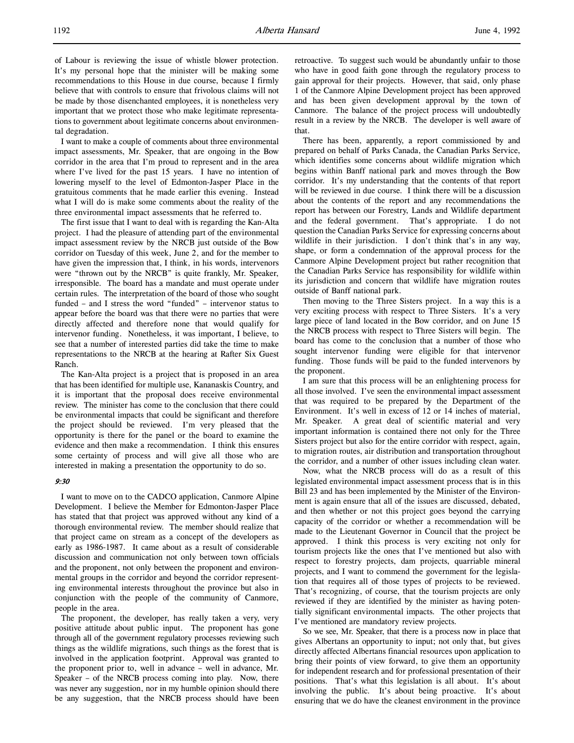of Labour is reviewing the issue of whistle blower protection. It's my personal hope that the minister will be making some recommendations to this House in due course, because I firmly believe that with controls to ensure that frivolous claims will not be made by those disenchanted employees, it is nonetheless very important that we protect those who make legitimate representations to government about legitimate concerns about environmental degradation.

I want to make a couple of comments about three environmental impact assessments, Mr. Speaker, that are ongoing in the Bow corridor in the area that I'm proud to represent and in the area where I've lived for the past 15 years. I have no intention of lowering myself to the level of Edmonton-Jasper Place in the gratuitous comments that he made earlier this evening. Instead what I will do is make some comments about the reality of the three environmental impact assessments that he referred to.

The first issue that I want to deal with is regarding the Kan-Alta project. I had the pleasure of attending part of the environmental impact assessment review by the NRCB just outside of the Bow corridor on Tuesday of this week, June 2, and for the member to have given the impression that, I think, in his words, intervenors were "thrown out by the NRCB" is quite frankly, Mr. Speaker, irresponsible. The board has a mandate and must operate under certain rules. The interpretation of the board of those who sought funded – and I stress the word "funded" – intervenor status to appear before the board was that there were no parties that were directly affected and therefore none that would qualify for intervenor funding. Nonetheless, it was important, I believe, to see that a number of interested parties did take the time to make representations to the NRCB at the hearing at Rafter Six Guest Ranch.

The Kan-Alta project is a project that is proposed in an area that has been identified for multiple use, Kananaskis Country, and it is important that the proposal does receive environmental review. The minister has come to the conclusion that there could be environmental impacts that could be significant and therefore the project should be reviewed. I'm very pleased that the opportunity is there for the panel or the board to examine the evidence and then make a recommendation. I think this ensures some certainty of process and will give all those who are interested in making a presentation the opportunity to do so.

*9:30*

I want to move on to the CADCO application, Canmore Alpine Development. I believe the Member for Edmonton-Jasper Place has stated that that project was approved without any kind of a thorough environmental review. The member should realize that that project came on stream as a concept of the developers as early as 1986-1987. It came about as a result of considerable discussion and communication not only between town officials and the proponent, not only between the proponent and environmental groups in the corridor and beyond the corridor representing environmental interests throughout the province but also in conjunction with the people of the community of Canmore, people in the area.

The proponent, the developer, has really taken a very, very positive attitude about public input. The proponent has gone through all of the government regulatory processes reviewing such things as the wildlife migrations, such things as the forest that is involved in the application footprint. Approval was granted to the proponent prior to, well in advance – well in advance, Mr. Speaker – of the NRCB process coming into play. Now, there was never any suggestion, nor in my humble opinion should there be any suggestion, that the NRCB process should have been retroactive. To suggest such would be abundantly unfair to those who have in good faith gone through the regulatory process to gain approval for their projects. However, that said, only phase 1 of the Canmore Alpine Development project has been approved and has been given development approval by the town of Canmore. The balance of the project process will undoubtedly result in a review by the NRCB. The developer is well aware of that.

There has been, apparently, a report commissioned by and prepared on behalf of Parks Canada, the Canadian Parks Service, which identifies some concerns about wildlife migration which begins within Banff national park and moves through the Bow corridor. It's my understanding that the contents of that report will be reviewed in due course. I think there will be a discussion about the contents of the report and any recommendations the report has between our Forestry, Lands and Wildlife department and the federal government. That's appropriate. I do not question the Canadian Parks Service for expressing concerns about wildlife in their jurisdiction. I don't think that's in any way, shape, or form a condemnation of the approval process for the Canmore Alpine Development project but rather recognition that the Canadian Parks Service has responsibility for wildlife within its jurisdiction and concern that wildlife have migration routes outside of Banff national park.

Then moving to the Three Sisters project. In a way this is a very exciting process with respect to Three Sisters. It's a very large piece of land located in the Bow corridor, and on June 15 the NRCB process with respect to Three Sisters will begin. The board has come to the conclusion that a number of those who sought intervenor funding were eligible for that intervenor funding. Those funds will be paid to the funded intervenors by the proponent.

I am sure that this process will be an enlightening process for all those involved. I've seen the environmental impact assessment that was required to be prepared by the Department of the Environment. It's well in excess of 12 or 14 inches of material, Mr. Speaker. A great deal of scientific material and very important information is contained there not only for the Three Sisters project but also for the entire corridor with respect, again, to migration routes, air distribution and transportation throughout the corridor, and a number of other issues including clean water.

Now, what the NRCB process will do as a result of this legislated environmental impact assessment process that is in this Bill 23 and has been implemented by the Minister of the Environment is again ensure that all of the issues are discussed, debated, and then whether or not this project goes beyond the carrying capacity of the corridor or whether a recommendation will be made to the Lieutenant Governor in Council that the project be approved. I think this process is very exciting not only for tourism projects like the ones that I've mentioned but also with respect to forestry projects, dam projects, quarriable mineral projects, and I want to commend the government for the legislation that requires all of those types of projects to be reviewed. That's recognizing, of course, that the tourism projects are only reviewed if they are identified by the minister as having potentially significant environmental impacts. The other projects that I've mentioned are mandatory review projects.

So we see, Mr. Speaker, that there is a process now in place that gives Albertans an opportunity to input; not only that, but gives directly affected Albertans financial resources upon application to bring their points of view forward, to give them an opportunity for independent research and for professional presentation of their positions. That's what this legislation is all about. It's about involving the public. It's about being proactive. It's about ensuring that we do have the cleanest environment in the province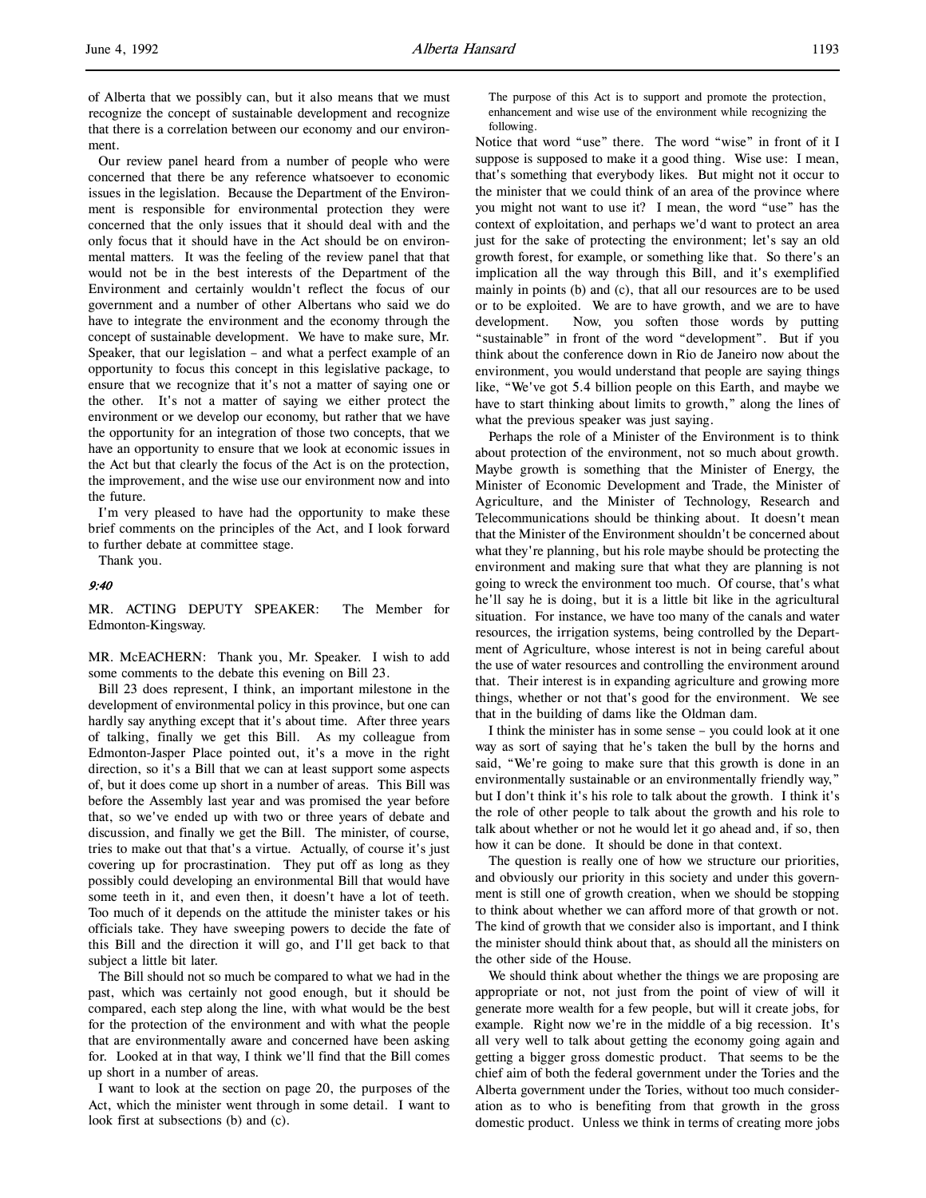of Alberta that we possibly can, but it also means that we must recognize the concept of sustainable development and recognize that there is a correlation between our economy and our environment.

Our review panel heard from a number of people who were concerned that there be any reference whatsoever to economic issues in the legislation. Because the Department of the Environment is responsible for environmental protection they were concerned that the only issues that it should deal with and the only focus that it should have in the Act should be on environmental matters. It was the feeling of the review panel that that would not be in the best interests of the Department of the Environment and certainly wouldn't reflect the focus of our government and a number of other Albertans who said we do have to integrate the environment and the economy through the concept of sustainable development. We have to make sure, Mr. Speaker, that our legislation – and what a perfect example of an opportunity to focus this concept in this legislative package, to ensure that we recognize that it's not a matter of saying one or the other. It's not a matter of saying we either protect the environment or we develop our economy, but rather that we have the opportunity for an integration of those two concepts, that we have an opportunity to ensure that we look at economic issues in the Act but that clearly the focus of the Act is on the protection, the improvement, and the wise use our environment now and into the future.

I'm very pleased to have had the opportunity to make these brief comments on the principles of the Act, and I look forward to further debate at committee stage.

Thank you.

*9:40*

MR. ACTING DEPUTY SPEAKER: The Member for Edmonton-Kingsway.

MR. McEACHERN: Thank you, Mr. Speaker. I wish to add some comments to the debate this evening on Bill 23.

Bill 23 does represent, I think, an important milestone in the development of environmental policy in this province, but one can hardly say anything except that it's about time. After three years of talking, finally we get this Bill. As my colleague from Edmonton-Jasper Place pointed out, it's a move in the right direction, so it's a Bill that we can at least support some aspects of, but it does come up short in a number of areas. This Bill was before the Assembly last year and was promised the year before that, so we've ended up with two or three years of debate and discussion, and finally we get the Bill. The minister, of course, tries to make out that that's a virtue. Actually, of course it's just covering up for procrastination. They put off as long as they possibly could developing an environmental Bill that would have some teeth in it, and even then, it doesn't have a lot of teeth. Too much of it depends on the attitude the minister takes or his officials take. They have sweeping powers to decide the fate of this Bill and the direction it will go, and I'll get back to that subject a little bit later.

The Bill should not so much be compared to what we had in the past, which was certainly not good enough, but it should be compared, each step along the line, with what would be the best for the protection of the environment and with what the people that are environmentally aware and concerned have been asking for. Looked at in that way, I think we'll find that the Bill comes up short in a number of areas.

I want to look at the section on page 20, the purposes of the Act, which the minister went through in some detail. I want to look first at subsections (b) and (c).

> The purpose of this Act is to support and promote the protection, enhancement and wise use of the environment while recognizing the following.

Notice that word "use" there. The word "wise" in front of it I suppose is supposed to make it a good thing. Wise use: I mean, that's something that everybody likes. But might not it occur to the minister that we could think of an area of the province where you might not want to use it? I mean, the word "use" has the context of exploitation, and perhaps we'd want to protect an area just for the sake of protecting the environment; let's say an old growth forest, for example, or something like that. So there's an implication all the way through this Bill, and it's exemplified mainly in points (b) and (c), that all our resources are to be used or to be exploited. We are to have growth, and we are to have development. Now, you soften those words by putting "sustainable" in front of the word "development". But if you think about the conference down in Rio de Janeiro now about the environment, you would understand that people are saying things like, "We've got 5.4 billion people on this Earth, and maybe we have to start thinking about limits to growth," along the lines of what the previous speaker was just saying.

Perhaps the role of a Minister of the Environment is to think about protection of the environment, not so much about growth. Maybe growth is something that the Minister of Energy, the Minister of Economic Development and Trade, the Minister of Agriculture, and the Minister of Technology, Research and Telecommunications should be thinking about. It doesn't mean that the Minister of the Environment shouldn't be concerned about what they're planning, but his role maybe should be protecting the environment and making sure that what they are planning is not going to wreck the environment too much. Of course, that's what he'll say he is doing, but it is a little bit like in the agricultural situation. For instance, we have too many of the canals and water resources, the irrigation systems, being controlled by the Department of Agriculture, whose interest is not in being careful about the use of water resources and controlling the environment around that. Their interest is in expanding agriculture and growing more things, whether or not that's good for the environment. We see that in the building of dams like the Oldman dam.

I think the minister has in some sense – you could look at it one way as sort of saying that he's taken the bull by the horns and said, "We're going to make sure that this growth is done in an environmentally sustainable or an environmentally friendly way," but I don't think it's his role to talk about the growth. I think it's the role of other people to talk about the growth and his role to talk about whether or not he would let it go ahead and, if so, then how it can be done. It should be done in that context.

The question is really one of how we structure our priorities, and obviously our priority in this society and under this government is still one of growth creation, when we should be stopping to think about whether we can afford more of that growth or not. The kind of growth that we consider also is important, and I think the minister should think about that, as should all the ministers on the other side of the House.

We should think about whether the things we are proposing are appropriate or not, not just from the point of view of will it generate more wealth for a few people, but will it create jobs, for example. Right now we're in the middle of a big recession. It's all very well to talk about getting the economy going again and getting a bigger gross domestic product. That seems to be the chief aim of both the federal government under the Tories and the Alberta government under the Tories, without too much consideration as to who is benefiting from that growth in the gross domestic product. Unless we think in terms of creating more jobs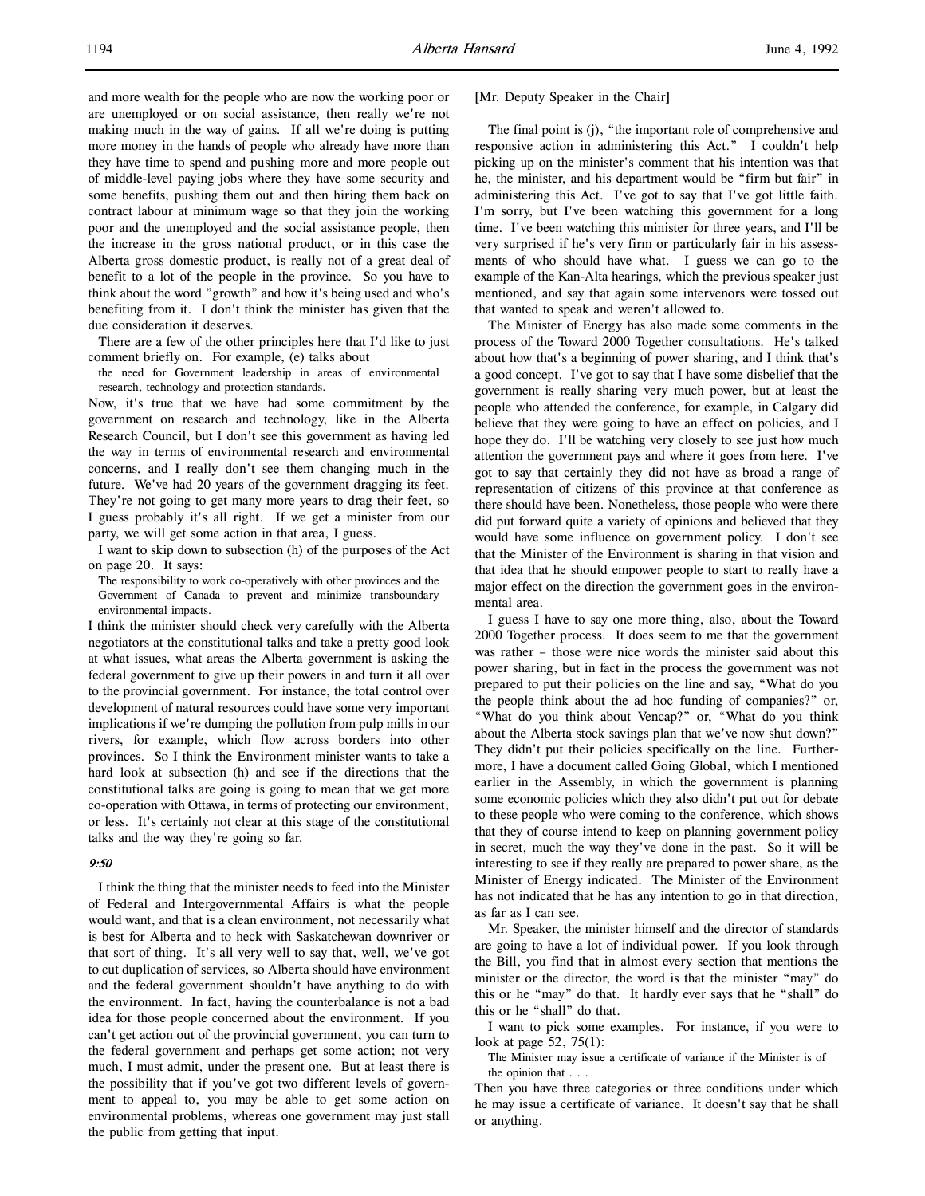and more wealth for the people who are now the working poor or are unemployed or on social assistance, then really we're not making much in the way of gains. If all we're doing is putting more money in the hands of people who already have more than they have time to spend and pushing more and more people out of middle-level paying jobs where they have some security and some benefits, pushing them out and then hiring them back on contract labour at minimum wage so that they join the working poor and the unemployed and the social assistance people, then the increase in the gross national product, or in this case the Alberta gross domestic product, is really not of a great deal of benefit to a lot of the people in the province. So you have to think about the word "growth" and how it's being used and who's benefiting from it. I don't think the minister has given that the due consideration it deserves.

There are a few of the other principles here that I'd like to just comment briefly on. For example, (e) talks about

> the need for Government leadership in areas of environmental research, technology and protection standards.

Now, it's true that we have had some commitment by the government on research and technology, like in the Alberta Research Council, but I don't see this government as having led the way in terms of environmental research and environmental concerns, and I really don't see them changing much in the future. We've had 20 years of the government dragging its feet. They're not going to get many more years to drag their feet, so I guess probably it's all right. If we get a minister from our party, we will get some action in that area, I guess.

I want to skip down to subsection (h) of the purposes of the Act on page 20. It says:

> The responsibility to work co-operatively with other provinces and the Government of Canada to prevent and minimize transboundary environmental impacts.

I think the minister should check very carefully with the Alberta negotiators at the constitutional talks and take a pretty good look at what issues, what areas the Alberta government is asking the federal government to give up their powers in and turn it all over to the provincial government. For instance, the total control over development of natural resources could have some very important implications if we're dumping the pollution from pulp mills in our rivers, for example, which flow across borders into other provinces. So I think the Environment minister wants to take a hard look at subsection (h) and see if the directions that the constitutional talks are going is going to mean that we get more co-operation with Ottawa, in terms of protecting our environment, or less. It's certainly not clear at this stage of the constitutional talks and the way they're going so far.

*9:50*

I think the thing that the minister needs to feed into the Minister of Federal and Intergovernmental Affairs is what the people would want, and that is a clean environment, not necessarily what is best for Alberta and to heck with Saskatchewan downriver or that sort of thing. It's all very well to say that, well, we've got to cut duplication of services, so Alberta should have environment and the federal government shouldn't have anything to do with the environment. In fact, having the counterbalance is not a bad idea for those people concerned about the environment. If you can't get action out of the provincial government, you can turn to the federal government and perhaps get some action; not very much, I must admit, under the present one. But at least there is the possibility that if you've got two different levels of government to appeal to, you may be able to get some action on environmental problems, whereas one government may just stall the public from getting that input.

[Mr. Deputy Speaker in the Chair]

The final point is (j), "the important role of comprehensive and responsive action in administering this Act." I couldn't help picking up on the minister's comment that his intention was that he, the minister, and his department would be "firm but fair" in administering this Act. I've got to say that I've got little faith. I'm sorry, but I've been watching this government for a long time. I've been watching this minister for three years, and I'll be very surprised if he's very firm or particularly fair in his assessments of who should have what. I guess we can go to the example of the Kan-Alta hearings, which the previous speaker just mentioned, and say that again some intervenors were tossed out that wanted to speak and weren't allowed to.

The Minister of Energy has also made some comments in the process of the Toward 2000 Together consultations. He's talked about how that's a beginning of power sharing, and I think that's a good concept. I've got to say that I have some disbelief that the government is really sharing very much power, but at least the people who attended the conference, for example, in Calgary did believe that they were going to have an effect on policies, and I hope they do. I'll be watching very closely to see just how much attention the government pays and where it goes from here. I've got to say that certainly they did not have as broad a range of representation of citizens of this province at that conference as there should have been. Nonetheless, those people who were there did put forward quite a variety of opinions and believed that they would have some influence on government policy. I don't see that the Minister of the Environment is sharing in that vision and that idea that he should empower people to start to really have a major effect on the direction the government goes in the environmental area.

I guess I have to say one more thing, also, about the Toward 2000 Together process. It does seem to me that the government was rather – those were nice words the minister said about this power sharing, but in fact in the process the government was not prepared to put their policies on the line and say, "What do you the people think about the ad hoc funding of companies?" or, "What do you think about Vencap?" or, "What do you think about the Alberta stock savings plan that we've now shut down?" They didn't put their policies specifically on the line. Furthermore, I have a document called Going Global, which I mentioned earlier in the Assembly, in which the government is planning some economic policies which they also didn't put out for debate to these people who were coming to the conference, which shows that they of course intend to keep on planning government policy in secret, much the way they've done in the past. So it will be interesting to see if they really are prepared to power share, as the Minister of Energy indicated. The Minister of the Environment has not indicated that he has any intention to go in that direction, as far as I can see.

Mr. Speaker, the minister himself and the director of standards are going to have a lot of individual power. If you look through the Bill, you find that in almost every section that mentions the minister or the director, the word is that the minister "may" do this or he "may" do that. It hardly ever says that he "shall" do this or he "shall" do that.

I want to pick some examples. For instance, if you were to look at page 52, 75(1):

> The Minister may issue a certificate of variance if the Minister is of the opinion that . . .

Then you have three categories or three conditions under which he may issue a certificate of variance. It doesn't say that he shall or anything.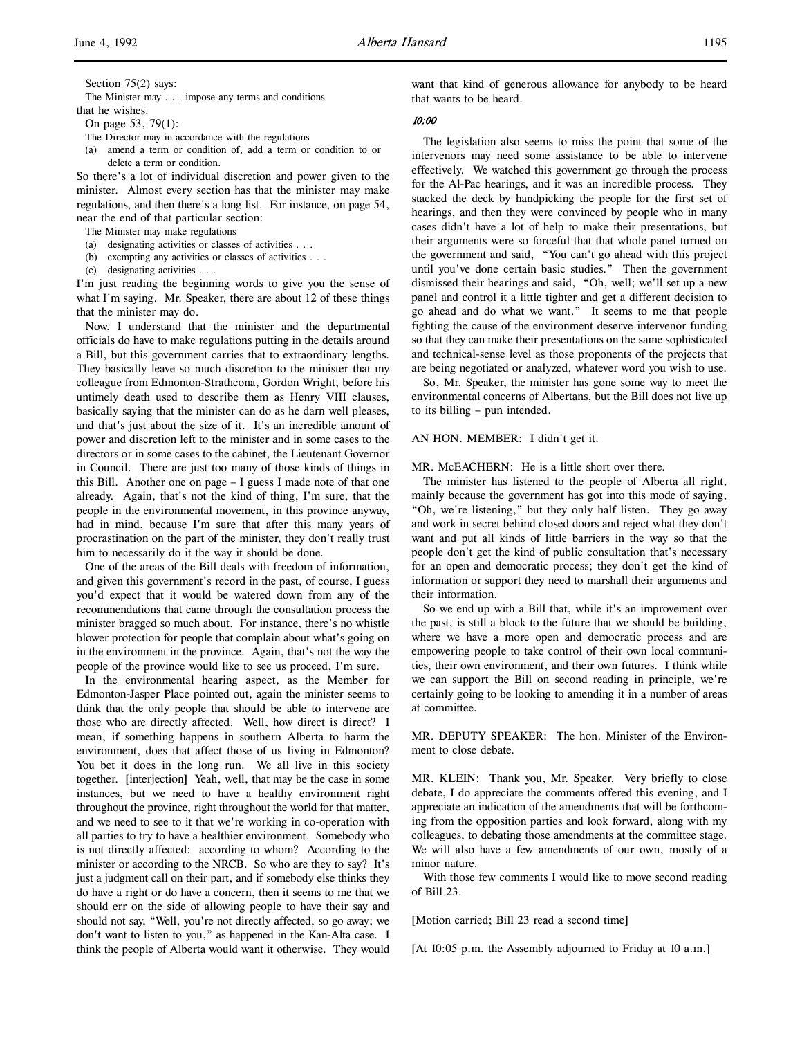Section 75(2) says:

> The Minister may . . . impose any terms and conditions

that he wishes.

On page 53, 79(1):

> The Director may in accordance with the regulations
> (a) amend a term or condition of, add a term or condition to or delete a term or condition.

So there's a lot of individual discretion and power given to the minister. Almost every section has that the minister may make regulations, and then there's a long list. For instance, on page 54, near the end of that particular section:

> The Minister may make regulations
> (a) designating activities or classes of activities . . .
> (b) exempting any activities or classes of activities . . .
> (c) designating activities . . .

I'm just reading the beginning words to give you the sense of what I'm saying. Mr. Speaker, there are about 12 of these things that the minister may do.

Now, I understand that the minister and the departmental officials do have to make regulations putting in the details around a Bill, but this government carries that to extraordinary lengths. They basically leave so much discretion to the minister that my colleague from Edmonton-Strathcona, Gordon Wright, before his untimely death used to describe them as Henry VIII clauses, basically saying that the minister can do as he darn well pleases, and that's just about the size of it. It's an incredible amount of power and discretion left to the minister and in some cases to the directors or in some cases to the cabinet, the Lieutenant Governor in Council. There are just too many of those kinds of things in this Bill. Another one on page – I guess I made note of that one already. Again, that's not the kind of thing, I'm sure, that the people in the environmental movement, in this province anyway, had in mind, because I'm sure that after this many years of procrastination on the part of the minister, they don't really trust him to necessarily do it the way it should be done.

One of the areas of the Bill deals with freedom of information, and given this government's record in the past, of course, I guess you'd expect that it would be watered down from any of the recommendations that came through the consultation process the minister bragged so much about. For instance, there's no whistle blower protection for people that complain about what's going on in the environment in the province. Again, that's not the way the people of the province would like to see us proceed, I'm sure.

In the environmental hearing aspect, as the Member for Edmonton-Jasper Place pointed out, again the minister seems to think that the only people that should be able to intervene are those who are directly affected. Well, how direct is direct? I mean, if something happens in southern Alberta to harm the environment, does that affect those of us living in Edmonton? You bet it does in the long run. We all live in this society together. [interjection] Yeah, well, that may be the case in some instances, but we need to have a healthy environment right throughout the province, right throughout the world for that matter, and we need to see to it that we're working in co-operation with all parties to try to have a healthier environment. Somebody who is not directly affected: according to whom? According to the minister or according to the NRCB. So who are they to say? It's just a judgment call on their part, and if somebody else thinks they do have a right or do have a concern, then it seems to me that we should err on the side of allowing people to have their say and should not say, "Well, you're not directly affected, so go away; we don't want to listen to you," as happened in the Kan-Alta case. I think the people of Alberta would want it otherwise. They would want that kind of generous allowance for anybody to be heard that wants to be heard.

*10:00*

The legislation also seems to miss the point that some of the intervenors may need some assistance to be able to intervene effectively. We watched this government go through the process for the Al-Pac hearings, and it was an incredible process. They stacked the deck by handpicking the people for the first set of hearings, and then they were convinced by people who in many cases didn't have a lot of help to make their presentations, but their arguments were so forceful that that whole panel turned on the government and said, "You can't go ahead with this project until you've done certain basic studies." Then the government dismissed their hearings and said, "Oh, well; we'll set up a new panel and control it a little tighter and get a different decision to go ahead and do what we want." It seems to me that people fighting the cause of the environment deserve intervenor funding so that they can make their presentations on the same sophisticated and technical-sense level as those proponents of the projects that are being negotiated or analyzed, whatever word you wish to use.

So, Mr. Speaker, the minister has gone some way to meet the environmental concerns of Albertans, but the Bill does not live up to its billing – pun intended.

AN HON. MEMBER: I didn't get it.

MR. McEACHERN: He is a little short over there.

The minister has listened to the people of Alberta all right, mainly because the government has got into this mode of saying, "Oh, we're listening," but they only half listen. They go away and work in secret behind closed doors and reject what they don't want and put all kinds of little barriers in the way so that the people don't get the kind of public consultation that's necessary for an open and democratic process; they don't get the kind of information or support they need to marshall their arguments and their information.

So we end up with a Bill that, while it's an improvement over the past, is still a block to the future that we should be building, where we have a more open and democratic process and are empowering people to take control of their own local communities, their own environment, and their own futures. I think while we can support the Bill on second reading in principle, we're certainly going to be looking to amending it in a number of areas at committee.

MR. DEPUTY SPEAKER: The hon. Minister of the Environment to close debate.

MR. KLEIN: Thank you, Mr. Speaker. Very briefly to close debate, I do appreciate the comments offered this evening, and I appreciate an indication of the amendments that will be forthcoming from the opposition parties and look forward, along with my colleagues, to debating those amendments at the committee stage. We will also have a few amendments of our own, mostly of a minor nature.

With those few comments I would like to move second reading of Bill 23.

[Motion carried; Bill 23 read a second time]

[At 10:05 p.m. the Assembly adjourned to Friday at 10 a.m.]